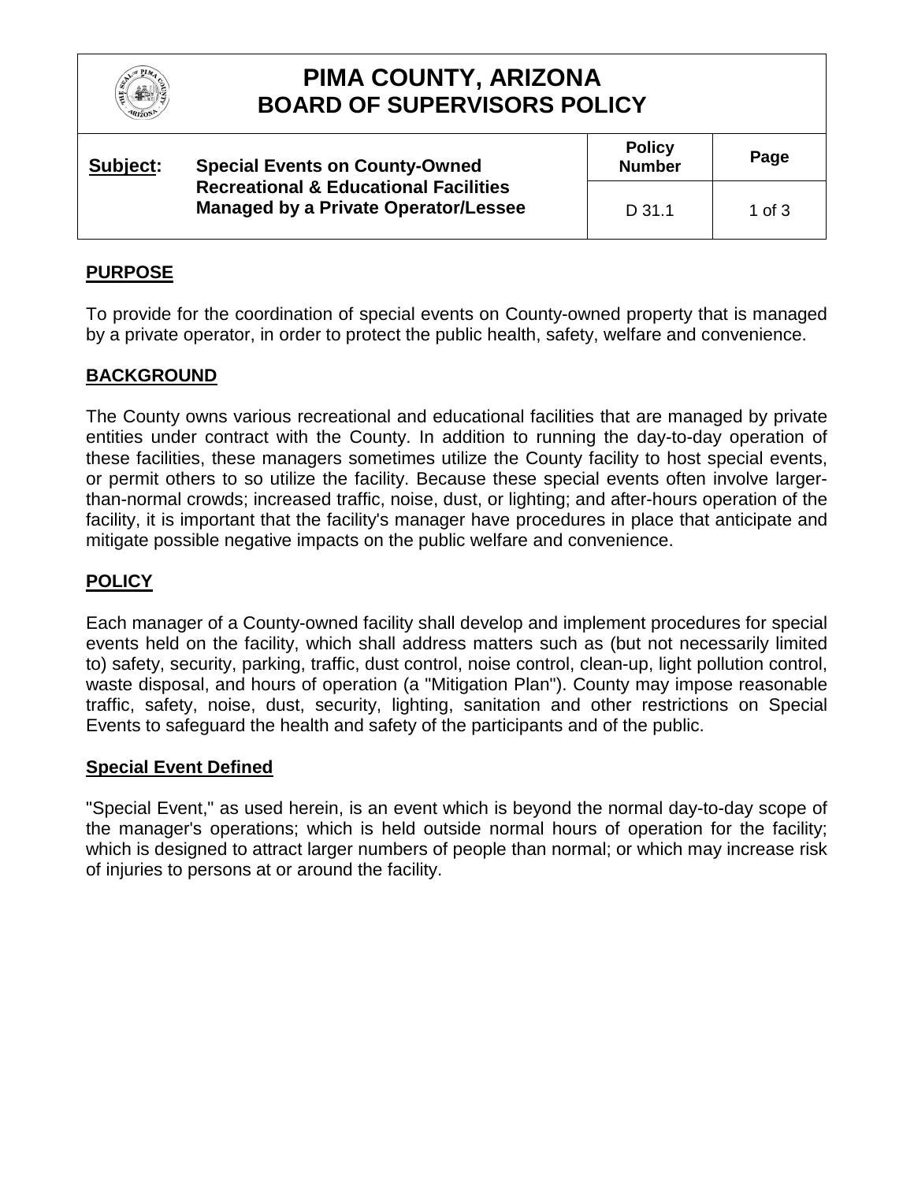# PIMA COUNTY, ARIZONA
## BOARD OF SUPERVISORS POLICY

| **Subject:** | **Special Events on County-Owned Recreational & Educational Facilities Managed by a Private Operator/Lessee** | **Policy Number** | **Page** |
|---|---|---|---|
| | | D 31.1 | 1 of 3 |

## PURPOSE

To provide for the coordination of special events on County-owned property that is managed by a private operator, in order to protect the public health, safety, welfare and convenience.

## BACKGROUND

The County owns various recreational and educational facilities that are managed by private entities under contract with the County. In addition to running the day-to-day operation of these facilities, these managers sometimes utilize the County facility to host special events, or permit others to so utilize the facility. Because these special events often involve larger-than-normal crowds; increased traffic, noise, dust, or lighting; and after-hours operation of the facility, it is important that the facility's manager have procedures in place that anticipate and mitigate possible negative impacts on the public welfare and convenience.

## POLICY

Each manager of a County-owned facility shall develop and implement procedures for special events held on the facility, which shall address matters such as (but not necessarily limited to) safety, security, parking, traffic, dust control, noise control, clean-up, light pollution control, waste disposal, and hours of operation (a "Mitigation Plan"). County may impose reasonable traffic, safety, noise, dust, security, lighting, sanitation and other restrictions on Special Events to safeguard the health and safety of the participants and of the public.

### Special Event Defined

"Special Event," as used herein, is an event which is beyond the normal day-to-day scope of the manager's operations; which is held outside normal hours of operation for the facility; which is designed to attract larger numbers of people than normal; or which may increase risk of injuries to persons at or around the facility.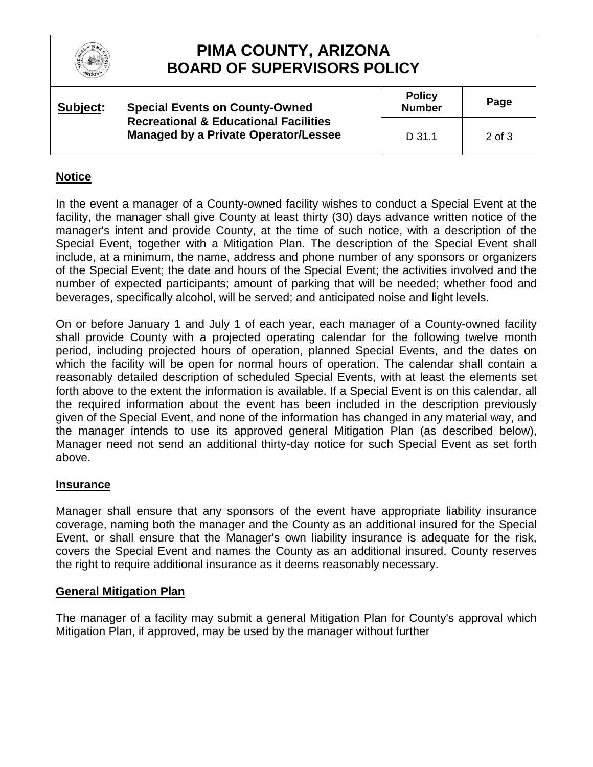## Notice

In the event a manager of a County-owned facility wishes to conduct a Special Event at the facility, the manager shall give County at least thirty (30) days advance written notice of the manager's intent and provide County, at the time of such notice, with a description of the Special Event, together with a Mitigation Plan. The description of the Special Event shall include, at a minimum, the name, address and phone number of any sponsors or organizers of the Special Event; the date and hours of the Special Event; the activities involved and the number of expected participants; amount of parking that will be needed; whether food and beverages, specifically alcohol, will be served; and anticipated noise and light levels.

On or before January 1 and July 1 of each year, each manager of a County-owned facility shall provide County with a projected operating calendar for the following twelve month period, including projected hours of operation, planned Special Events, and the dates on which the facility will be open for normal hours of operation. The calendar shall contain a reasonably detailed description of scheduled Special Events, with at least the elements set forth above to the extent the information is available. If a Special Event is on this calendar, all the required information about the event has been included in the description previously given of the Special Event, and none of the information has changed in any material way, and the manager intends to use its approved general Mitigation Plan (as described below), Manager need not send an additional thirty-day notice for such Special Event as set forth above.

## Insurance

Manager shall ensure that any sponsors of the event have appropriate liability insurance coverage, naming both the manager and the County as an additional insured for the Special Event, or shall ensure that the Manager's own liability insurance is adequate for the risk, covers the Special Event and names the County as an additional insured. County reserves the right to require additional insurance as it deems reasonably necessary.

## General Mitigation Plan

The manager of a facility may submit a general Mitigation Plan for County's approval which Mitigation Plan, if approved, may be used by the manager without further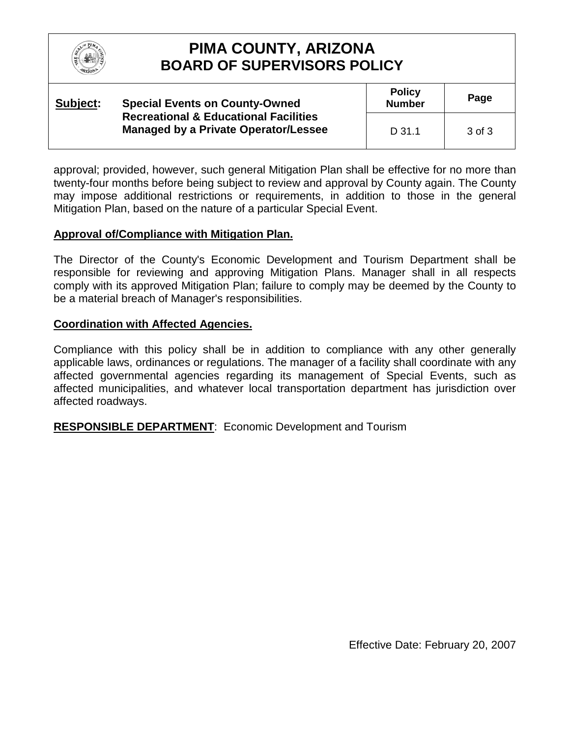approval; provided, however, such general Mitigation Plan shall be effective for no more than twenty-four months before being subject to review and approval by County again. The County may impose additional restrictions or requirements, in addition to those in the general Mitigation Plan, based on the nature of a particular Special Event.

**Approval of/Compliance with Mitigation Plan.**

The Director of the County's Economic Development and Tourism Department shall be responsible for reviewing and approving Mitigation Plans. Manager shall in all respects comply with its approved Mitigation Plan; failure to comply may be deemed by the County to be a material breach of Manager's responsibilities.

**Coordination with Affected Agencies.**

Compliance with this policy shall be in addition to compliance with any other generally applicable laws, ordinances or regulations. The manager of a facility shall coordinate with any affected governmental agencies regarding its management of Special Events, such as affected municipalities, and whatever local transportation department has jurisdiction over affected roadways.

**RESPONSIBLE DEPARTMENT**: Economic Development and Tourism

Effective Date: February 20, 2007